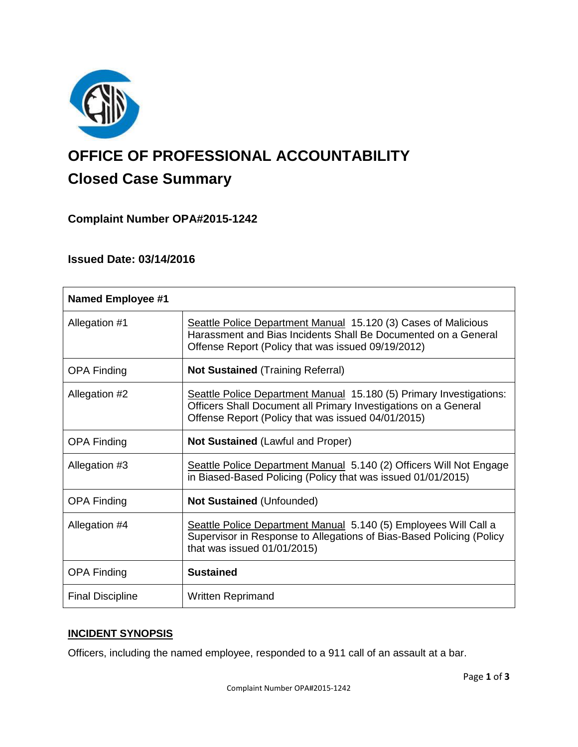# OFFICE OF PROFESSIONAL ACCOUNTABILITY

## Closed Case Summary

### Complaint Number OPA#2015-1242

### Issued Date: 03/14/2016

| **Named Employee #1** | |
|---|---|
| Allegation #1 | Seattle Police Department Manual 15.120 (3) Cases of Malicious Harassment and Bias Incidents Shall Be Documented on a General Offense Report (Policy that was issued 09/19/2012) |
| OPA Finding | **Not Sustained** (Training Referral) |
| Allegation #2 | Seattle Police Department Manual 15.180 (5) Primary Investigations: Officers Shall Document all Primary Investigations on a General Offense Report (Policy that was issued 04/01/2015) |
| OPA Finding | **Not Sustained** (Lawful and Proper) |
| Allegation #3 | Seattle Police Department Manual 5.140 (2) Officers Will Not Engage in Biased-Based Policing (Policy that was issued 01/01/2015) |
| OPA Finding | **Not Sustained** (Unfounded) |
| Allegation #4 | Seattle Police Department Manual 5.140 (5) Employees Will Call a Supervisor in Response to Allegations of Bias-Based Policing (Policy that was issued 01/01/2015) |
| OPA Finding | **Sustained** |
| Final Discipline | Written Reprimand |

## INCIDENT SYNOPSIS

Officers, including the named employee, responded to a 911 call of an assault at a bar.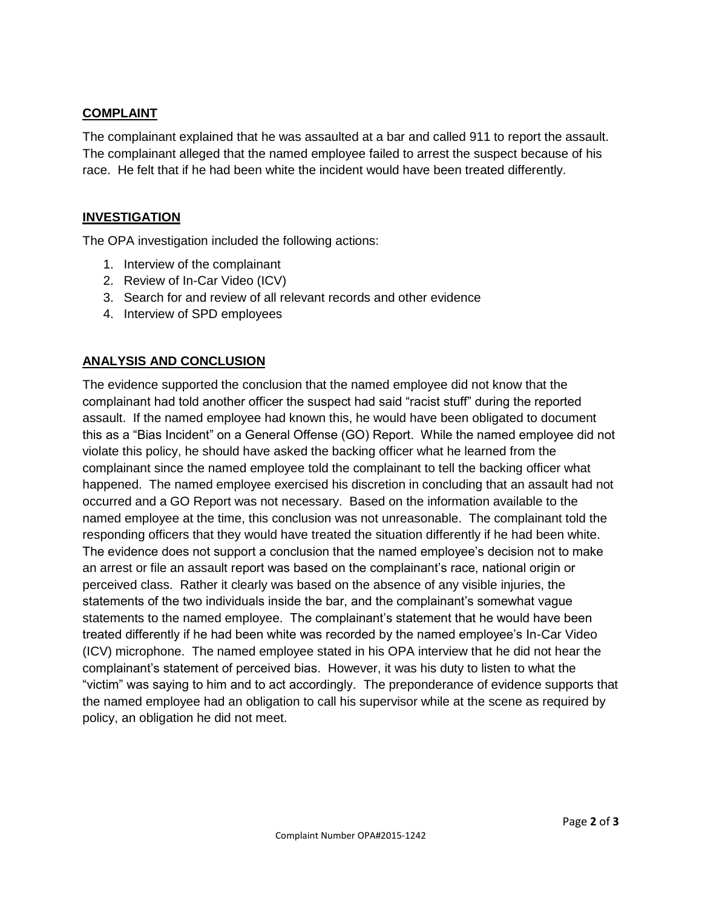## COMPLAINT

The complainant explained that he was assaulted at a bar and called 911 to report the assault. The complainant alleged that the named employee failed to arrest the suspect because of his race. He felt that if he had been white the incident would have been treated differently.

## INVESTIGATION

The OPA investigation included the following actions:

1. Interview of the complainant
2. Review of In-Car Video (ICV)
3. Search for and review of all relevant records and other evidence
4. Interview of SPD employees

## ANALYSIS AND CONCLUSION

The evidence supported the conclusion that the named employee did not know that the complainant had told another officer the suspect had said "racist stuff" during the reported assault. If the named employee had known this, he would have been obligated to document this as a "Bias Incident" on a General Offense (GO) Report. While the named employee did not violate this policy, he should have asked the backing officer what he learned from the complainant since the named employee told the complainant to tell the backing officer what happened. The named employee exercised his discretion in concluding that an assault had not occurred and a GO Report was not necessary. Based on the information available to the named employee at the time, this conclusion was not unreasonable. The complainant told the responding officers that they would have treated the situation differently if he had been white. The evidence does not support a conclusion that the named employee's decision not to make an arrest or file an assault report was based on the complainant's race, national origin or perceived class. Rather it clearly was based on the absence of any visible injuries, the statements of the two individuals inside the bar, and the complainant's somewhat vague statements to the named employee. The complainant's statement that he would have been treated differently if he had been white was recorded by the named employee's In-Car Video (ICV) microphone. The named employee stated in his OPA interview that he did not hear the complainant's statement of perceived bias. However, it was his duty to listen to what the "victim" was saying to him and to act accordingly. The preponderance of evidence supports that the named employee had an obligation to call his supervisor while at the scene as required by policy, an obligation he did not meet.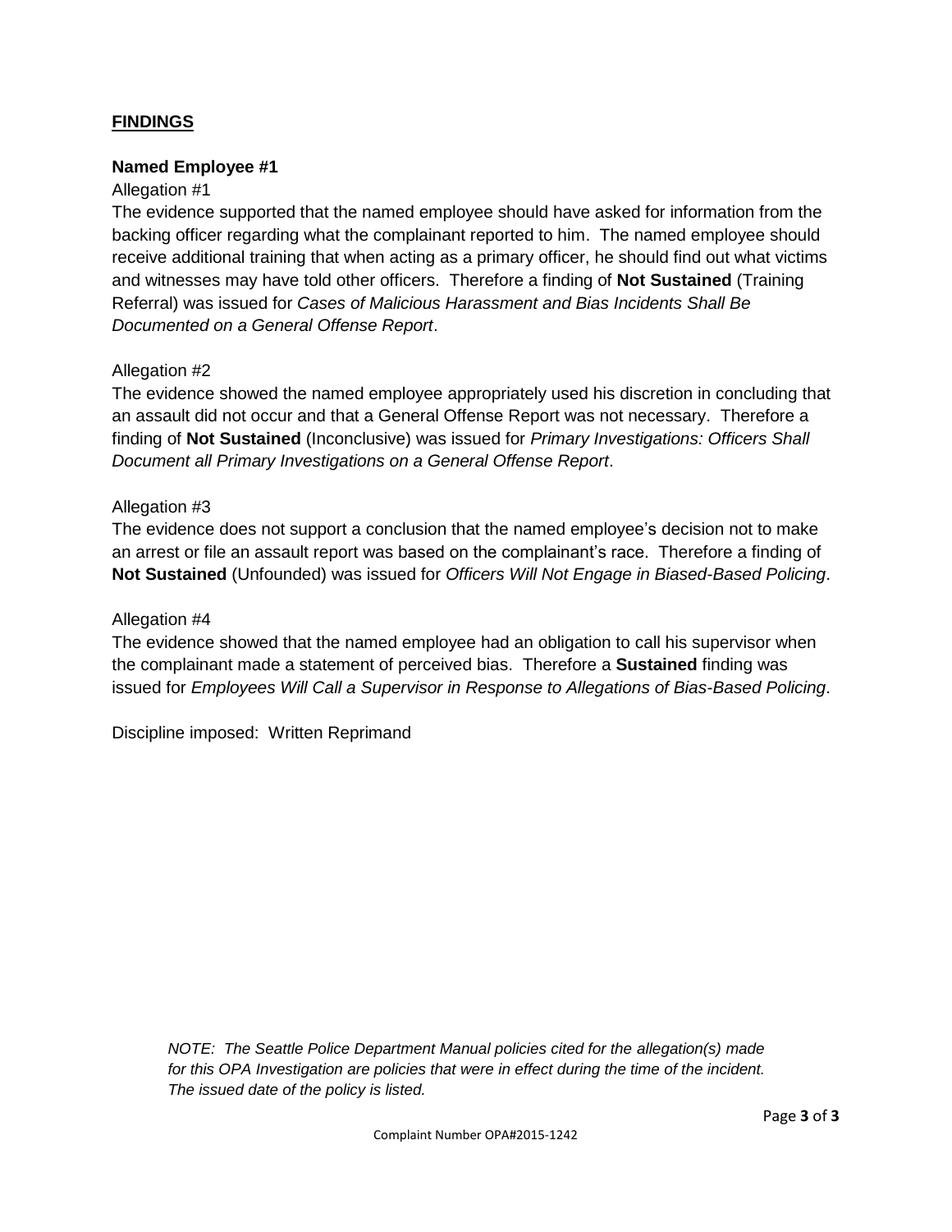## **FINDINGS**

**Named Employee #1**

Allegation #1

The evidence supported that the named employee should have asked for information from the backing officer regarding what the complainant reported to him. The named employee should receive additional training that when acting as a primary officer, he should find out what victims and witnesses may have told other officers. Therefore a finding of **Not Sustained** (Training Referral) was issued for *Cases of Malicious Harassment and Bias Incidents Shall Be Documented on a General Offense Report*.

Allegation #2

The evidence showed the named employee appropriately used his discretion in concluding that an assault did not occur and that a General Offense Report was not necessary. Therefore a finding of **Not Sustained** (Inconclusive) was issued for *Primary Investigations: Officers Shall Document all Primary Investigations on a General Offense Report*.

Allegation #3

The evidence does not support a conclusion that the named employee's decision not to make an arrest or file an assault report was based on the complainant's race. Therefore a finding of **Not Sustained** (Unfounded) was issued for *Officers Will Not Engage in Biased-Based Policing*.

Allegation #4

The evidence showed that the named employee had an obligation to call his supervisor when the complainant made a statement of perceived bias. Therefore a **Sustained** finding was issued for *Employees Will Call a Supervisor in Response to Allegations of Bias-Based Policing*.

Discipline imposed: Written Reprimand

*NOTE: The Seattle Police Department Manual policies cited for the allegation(s) made for this OPA Investigation are policies that were in effect during the time of the incident. The issued date of the policy is listed.*

Complaint Number OPA#2015-1242